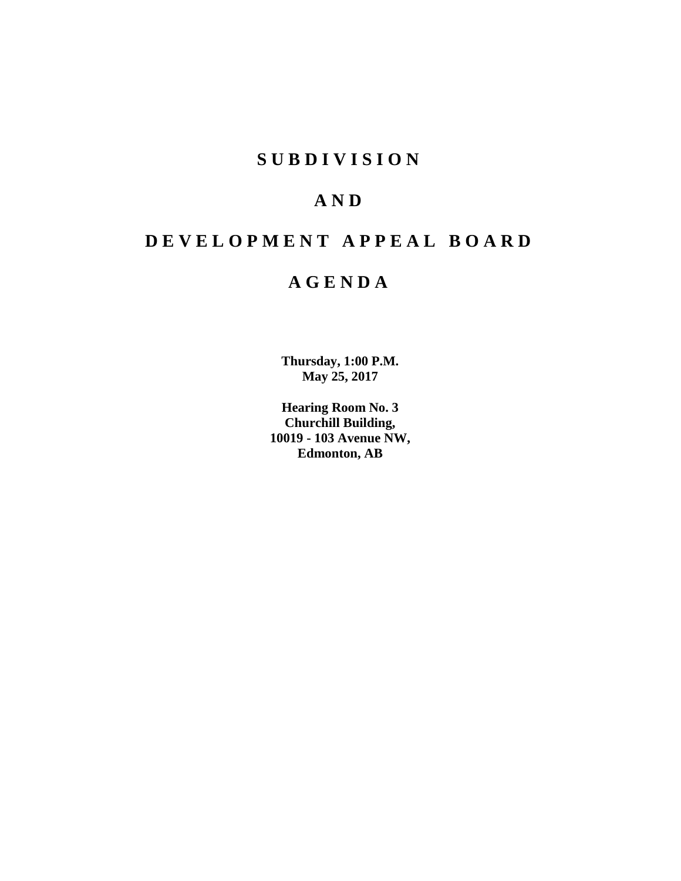# SUBDIVISION

# AND

# DEVELOPMENT APPEAL BOARD

# AGENDA

**Thursday, 1:00 P.M.**
**May 25, 2017**

**Hearing Room No. 3**
**Churchill Building,**
**10019 - 103 Avenue NW,**
**Edmonton, AB**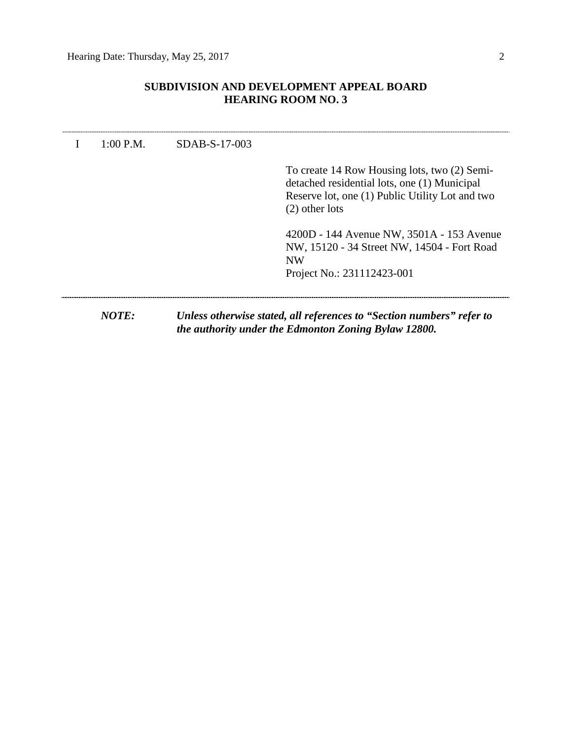## SUBDIVISION AND DEVELOPMENT APPEAL BOARD
## HEARING ROOM NO. 3

---

| | | | |
|---|---|---|---|
| I | 1:00 P.M. | SDAB-S-17-003 | |
| | | | To create 14 Row Housing lots, two (2) Semi-detached residential lots, one (1) Municipal Reserve lot, one (1) Public Utility Lot and two (2) other lots |
| | | | 4200D - 144 Avenue NW, 3501A - 153 Avenue NW, 15120 - 34 Street NW, 14504 - Fort Road NW<br>Project No.: 231112423-001 |

---

***NOTE:*** ***Unless otherwise stated, all references to "Section numbers" refer to the authority under the Edmonton Zoning Bylaw 12800.***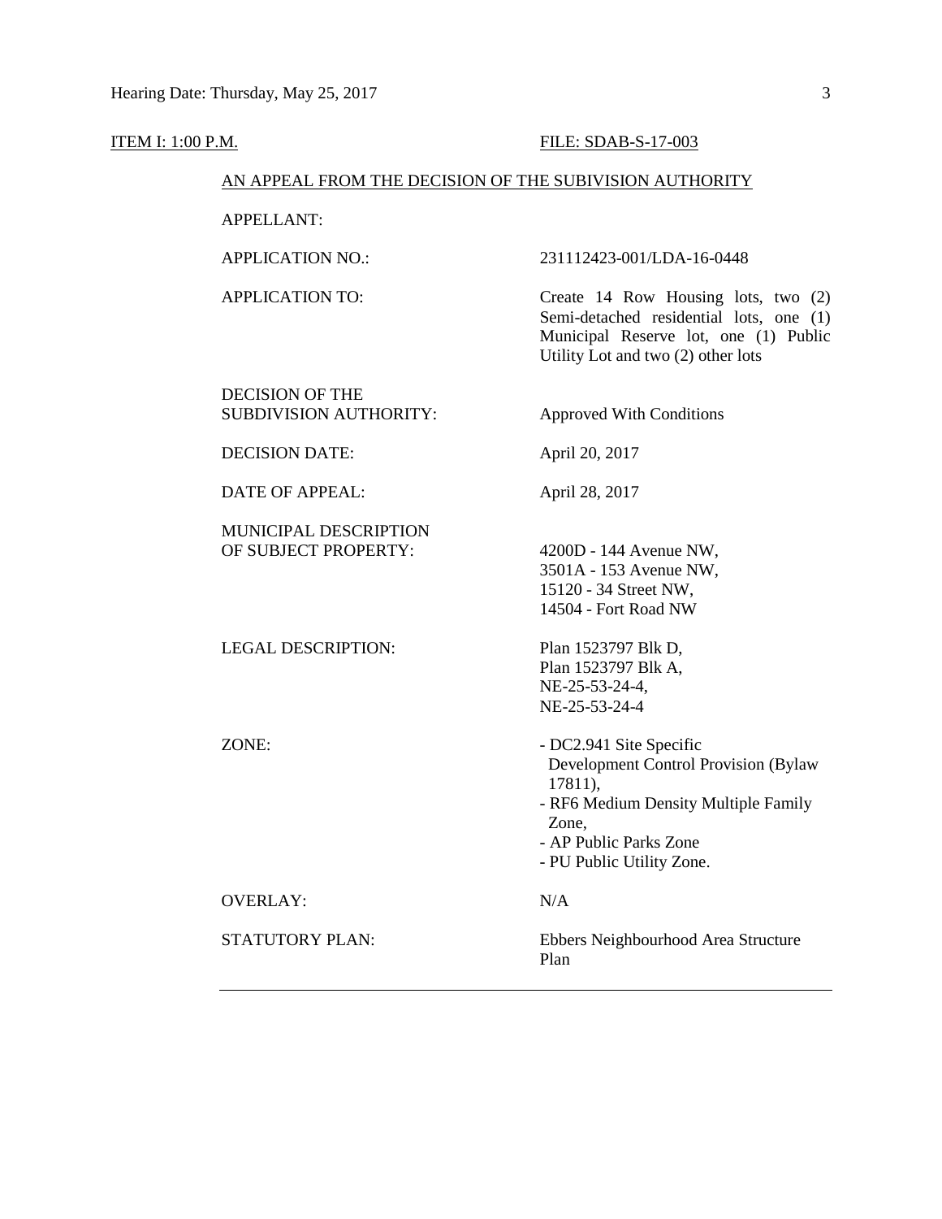ITEM I: 1:00 P.M. FILE: SDAB-S-17-003

AN APPEAL FROM THE DECISION OF THE SUBIVISION AUTHORITY

| | |
|---|---|
| APPELLANT: | |
| APPLICATION NO.: | 231112423-001/LDA-16-0448 |
| APPLICATION TO: | Create 14 Row Housing lots, two (2) Semi-detached residential lots, one (1) Municipal Reserve lot, one (1) Public Utility Lot and two (2) other lots |
| DECISION OF THE SUBDIVISION AUTHORITY: | Approved With Conditions |
| DECISION DATE: | April 20, 2017 |
| DATE OF APPEAL: | April 28, 2017 |
| MUNICIPAL DESCRIPTION OF SUBJECT PROPERTY: | 4200D - 144 Avenue NW, 3501A - 153 Avenue NW, 15120 - 34 Street NW, 14504 - Fort Road NW |
| LEGAL DESCRIPTION: | Plan 1523797 Blk D, Plan 1523797 Blk A, NE-25-53-24-4, NE-25-53-24-4 |
| ZONE: | - DC2.941 Site Specific Development Control Provision (Bylaw 17811), - RF6 Medium Density Multiple Family Zone, - AP Public Parks Zone - PU Public Utility Zone. |
| OVERLAY: | N/A |
| STATUTORY PLAN: | Ebbers Neighbourhood Area Structure Plan |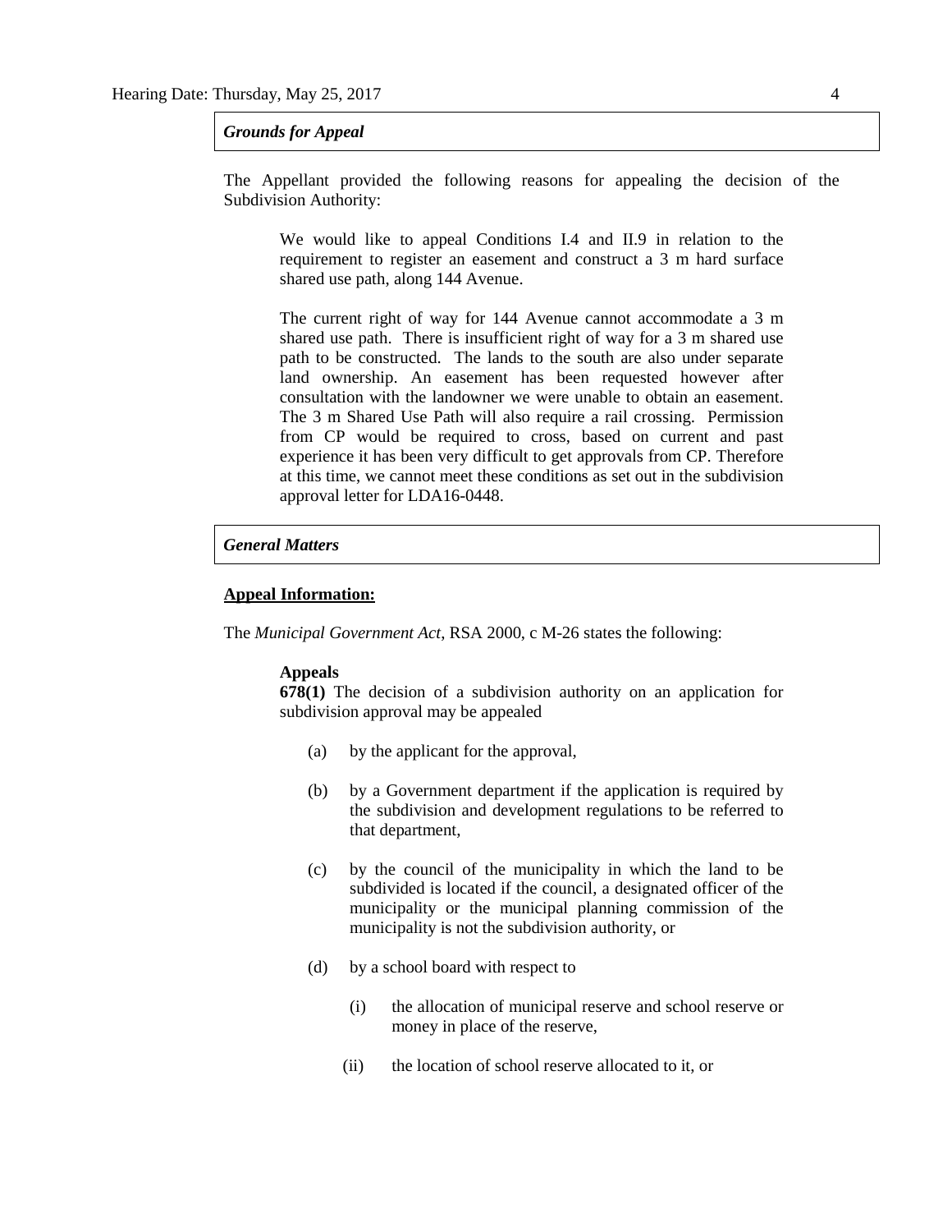### *Grounds for Appeal*

The Appellant provided the following reasons for appealing the decision of the Subdivision Authority:

> We would like to appeal Conditions I.4 and II.9 in relation to the requirement to register an easement and construct a 3 m hard surface shared use path, along 144 Avenue.
>
> The current right of way for 144 Avenue cannot accommodate a 3 m shared use path. There is insufficient right of way for a 3 m shared use path to be constructed. The lands to the south are also under separate land ownership. An easement has been requested however after consultation with the landowner we were unable to obtain an easement. The 3 m Shared Use Path will also require a rail crossing. Permission from CP would be required to cross, based on current and past experience it has been very difficult to get approvals from CP. Therefore at this time, we cannot meet these conditions as set out in the subdivision approval letter for LDA16-0448.

### *General Matters*

**Appeal Information:**

The *Municipal Government Act*, RSA 2000, c M-26 states the following:

> **Appeals**
>
> **678(1)** The decision of a subdivision authority on an application for subdivision approval may be appealed
>
> (a) by the applicant for the approval,
>
> (b) by a Government department if the application is required by the subdivision and development regulations to be referred to that department,
>
> (c) by the council of the municipality in which the land to be subdivided is located if the council, a designated officer of the municipality or the municipal planning commission of the municipality is not the subdivision authority, or
>
> (d) by a school board with respect to
>
> (i) the allocation of municipal reserve and school reserve or money in place of the reserve,
>
> (ii) the location of school reserve allocated to it, or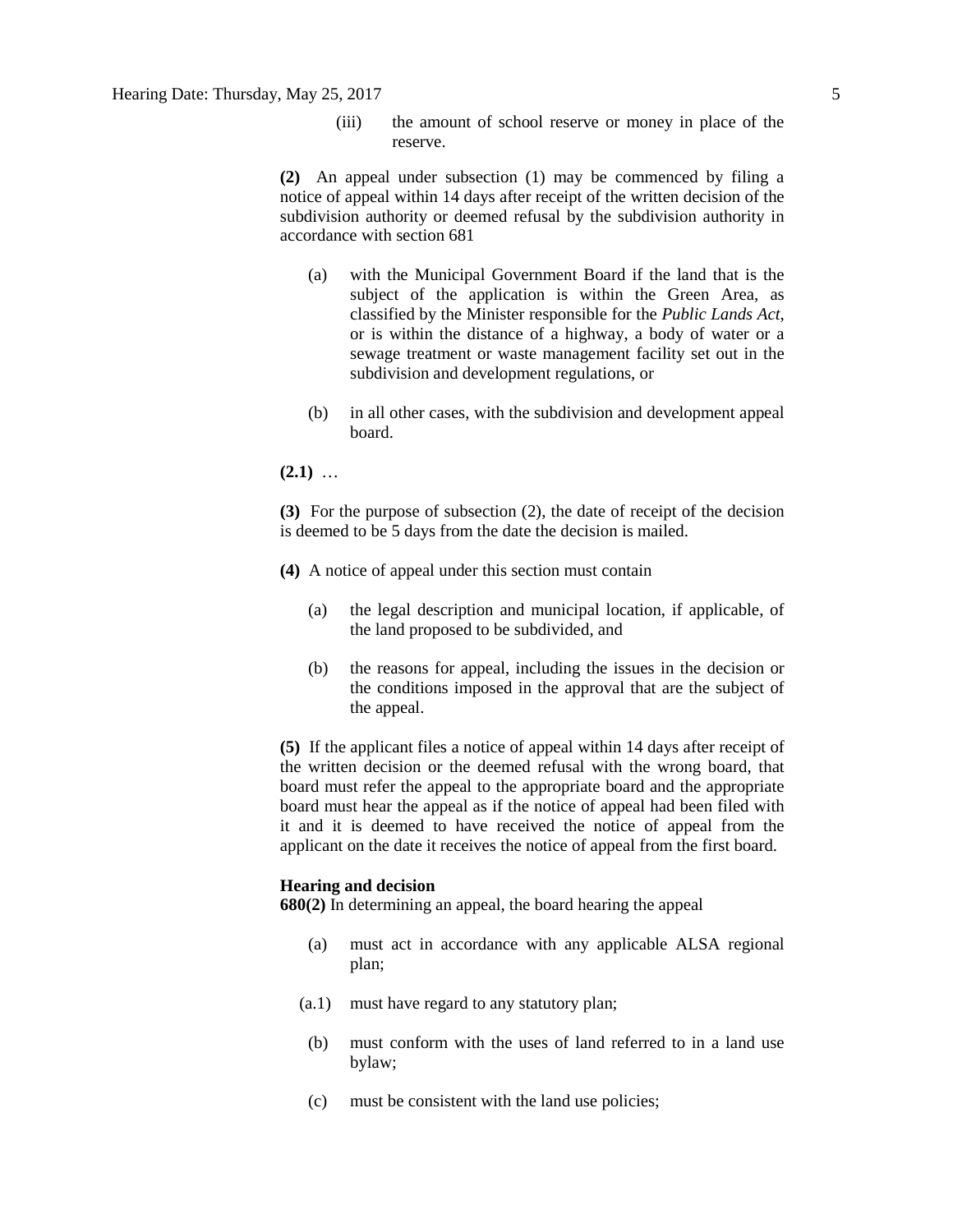(iii) the amount of school reserve or money in place of the reserve.

**(2)** An appeal under subsection (1) may be commenced by filing a notice of appeal within 14 days after receipt of the written decision of the subdivision authority or deemed refusal by the subdivision authority in accordance with section 681

(a) with the Municipal Government Board if the land that is the subject of the application is within the Green Area, as classified by the Minister responsible for the *Public Lands Act*, or is within the distance of a highway, a body of water or a sewage treatment or waste management facility set out in the subdivision and development regulations, or

(b) in all other cases, with the subdivision and development appeal board.

**(2.1)** …

**(3)** For the purpose of subsection (2), the date of receipt of the decision is deemed to be 5 days from the date the decision is mailed.

**(4)** A notice of appeal under this section must contain

(a) the legal description and municipal location, if applicable, of the land proposed to be subdivided, and

(b) the reasons for appeal, including the issues in the decision or the conditions imposed in the approval that are the subject of the appeal.

**(5)** If the applicant files a notice of appeal within 14 days after receipt of the written decision or the deemed refusal with the wrong board, that board must refer the appeal to the appropriate board and the appropriate board must hear the appeal as if the notice of appeal had been filed with it and it is deemed to have received the notice of appeal from the applicant on the date it receives the notice of appeal from the first board.

**Hearing and decision**

**680(2)** In determining an appeal, the board hearing the appeal

(a) must act in accordance with any applicable ALSA regional plan;

(a.1) must have regard to any statutory plan;

(b) must conform with the uses of land referred to in a land use bylaw;

(c) must be consistent with the land use policies;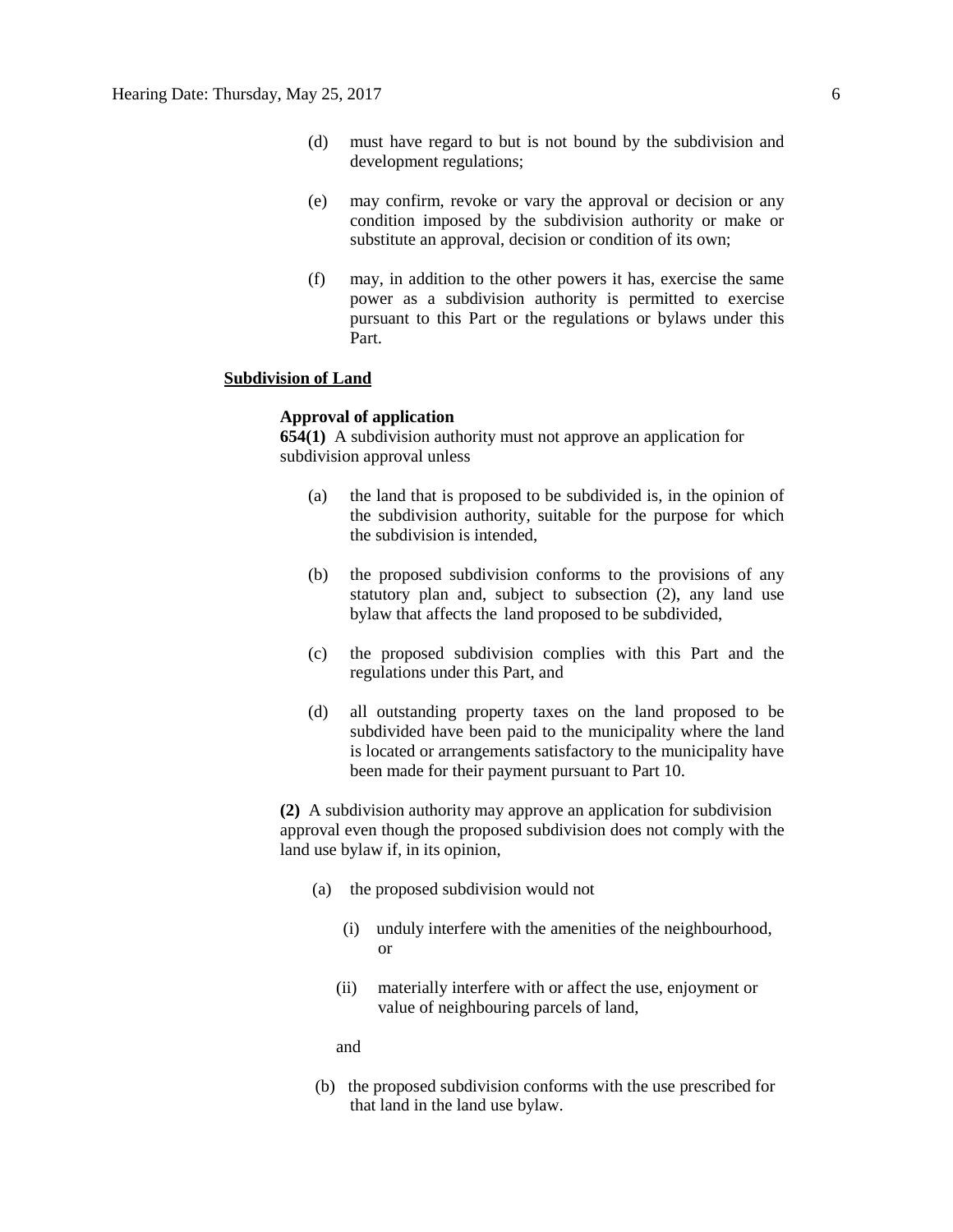(d) must have regard to but is not bound by the subdivision and development regulations;

(e) may confirm, revoke or vary the approval or decision or any condition imposed by the subdivision authority or make or substitute an approval, decision or condition of its own;

(f) may, in addition to the other powers it has, exercise the same power as a subdivision authority is permitted to exercise pursuant to this Part or the regulations or bylaws under this Part.

**Subdivision of Land**

**Approval of application**

**654(1)** A subdivision authority must not approve an application for subdivision approval unless

(a) the land that is proposed to be subdivided is, in the opinion of the subdivision authority, suitable for the purpose for which the subdivision is intended,

(b) the proposed subdivision conforms to the provisions of any statutory plan and, subject to subsection (2), any land use bylaw that affects the land proposed to be subdivided,

(c) the proposed subdivision complies with this Part and the regulations under this Part, and

(d) all outstanding property taxes on the land proposed to be subdivided have been paid to the municipality where the land is located or arrangements satisfactory to the municipality have been made for their payment pursuant to Part 10.

**(2)** A subdivision authority may approve an application for subdivision approval even though the proposed subdivision does not comply with the land use bylaw if, in its opinion,

(a) the proposed subdivision would not

(i) unduly interfere with the amenities of the neighbourhood, or

(ii) materially interfere with or affect the use, enjoyment or value of neighbouring parcels of land,

and

(b) the proposed subdivision conforms with the use prescribed for that land in the land use bylaw.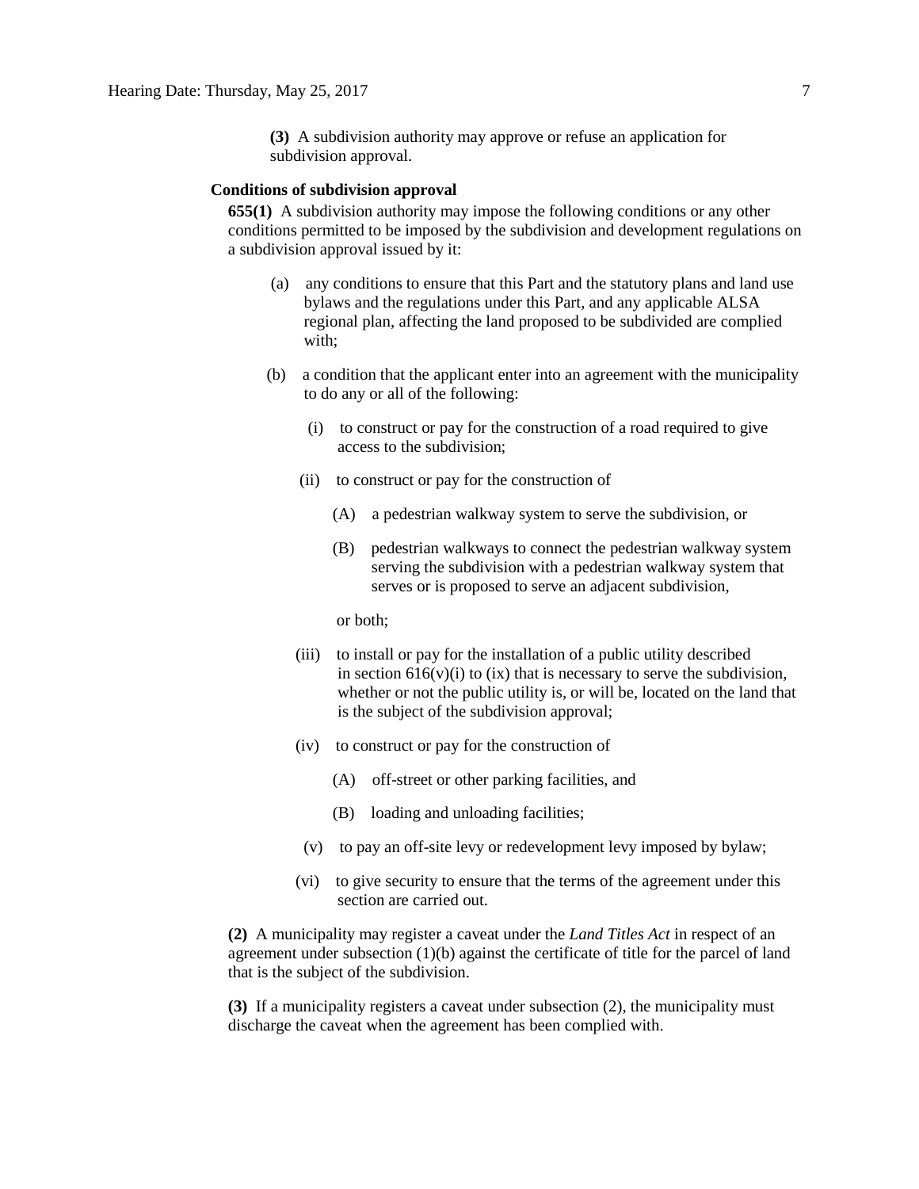**(3)** A subdivision authority may approve or refuse an application for subdivision approval.

**Conditions of subdivision approval**

**655(1)** A subdivision authority may impose the following conditions or any other conditions permitted to be imposed by the subdivision and development regulations on a subdivision approval issued by it:

(a) any conditions to ensure that this Part and the statutory plans and land use bylaws and the regulations under this Part, and any applicable ALSA regional plan, affecting the land proposed to be subdivided are complied with;

(b) a condition that the applicant enter into an agreement with the municipality to do any or all of the following:

(i) to construct or pay for the construction of a road required to give access to the subdivision;

(ii) to construct or pay for the construction of

(A) a pedestrian walkway system to serve the subdivision, or

(B) pedestrian walkways to connect the pedestrian walkway system serving the subdivision with a pedestrian walkway system that serves or is proposed to serve an adjacent subdivision,

or both;

(iii) to install or pay for the installation of a public utility described in section 616(v)(i) to (ix) that is necessary to serve the subdivision, whether or not the public utility is, or will be, located on the land that is the subject of the subdivision approval;

(iv) to construct or pay for the construction of

(A) off-street or other parking facilities, and

(B) loading and unloading facilities;

(v) to pay an off-site levy or redevelopment levy imposed by bylaw;

(vi) to give security to ensure that the terms of the agreement under this section are carried out.

**(2)** A municipality may register a caveat under the *Land Titles Act* in respect of an agreement under subsection (1)(b) against the certificate of title for the parcel of land that is the subject of the subdivision.

**(3)** If a municipality registers a caveat under subsection (2), the municipality must discharge the caveat when the agreement has been complied with.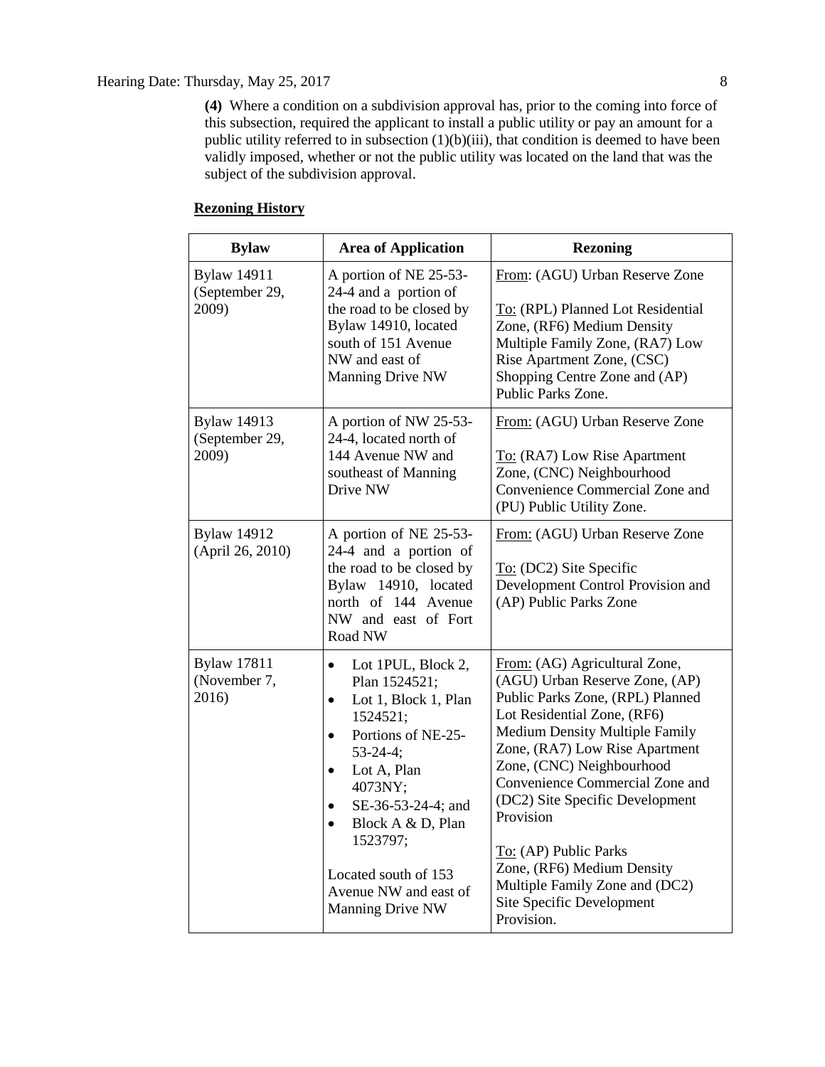**(4)** Where a condition on a subdivision approval has, prior to the coming into force of this subsection, required the applicant to install a public utility or pay an amount for a public utility referred to in subsection (1)(b)(iii), that condition is deemed to have been validly imposed, whether or not the public utility was located on the land that was the subject of the subdivision approval.

**Rezoning History**

| Bylaw | Area of Application | Rezoning |
|---|---|---|
| Bylaw 14911 (September 29, 2009) | A portion of NE 25-53-24-4 and a portion of the road to be closed by Bylaw 14910, located south of 151 Avenue NW and east of Manning Drive NW | From: (AGU) Urban Reserve Zone<br><br>To: (RPL) Planned Lot Residential Zone, (RF6) Medium Density Multiple Family Zone, (RA7) Low Rise Apartment Zone, (CSC) Shopping Centre Zone and (AP) Public Parks Zone. |
| Bylaw 14913 (September 29, 2009) | A portion of NW 25-53-24-4, located north of 144 Avenue NW and southeast of Manning Drive NW | From: (AGU) Urban Reserve Zone<br><br>To: (RA7) Low Rise Apartment Zone, (CNC) Neighbourhood Convenience Commercial Zone and (PU) Public Utility Zone. |
| Bylaw 14912 (April 26, 2010) | A portion of NE 25-53-24-4 and a portion of the road to be closed by Bylaw 14910, located north of 144 Avenue NW and east of Fort Road NW | From: (AGU) Urban Reserve Zone<br><br>To: (DC2) Site Specific Development Control Provision and (AP) Public Parks Zone |
| Bylaw 17811 (November 7, 2016) | • Lot 1PUL, Block 2, Plan 1524521;<br>• Lot 1, Block 1, Plan 1524521;<br>• Portions of NE-25-53-24-4;<br>• Lot A, Plan 4073NY;<br>• SE-36-53-24-4; and<br>• Block A & D, Plan 1523797;<br><br>Located south of 153 Avenue NW and east of Manning Drive NW | From: (AG) Agricultural Zone, (AGU) Urban Reserve Zone, (AP) Public Parks Zone, (RPL) Planned Lot Residential Zone, (RF6) Medium Density Multiple Family Zone, (RA7) Low Rise Apartment Zone, (CNC) Neighbourhood Convenience Commercial Zone and (DC2) Site Specific Development Provision<br><br>To: (AP) Public Parks Zone, (RF6) Medium Density Multiple Family Zone and (DC2) Site Specific Development Provision. |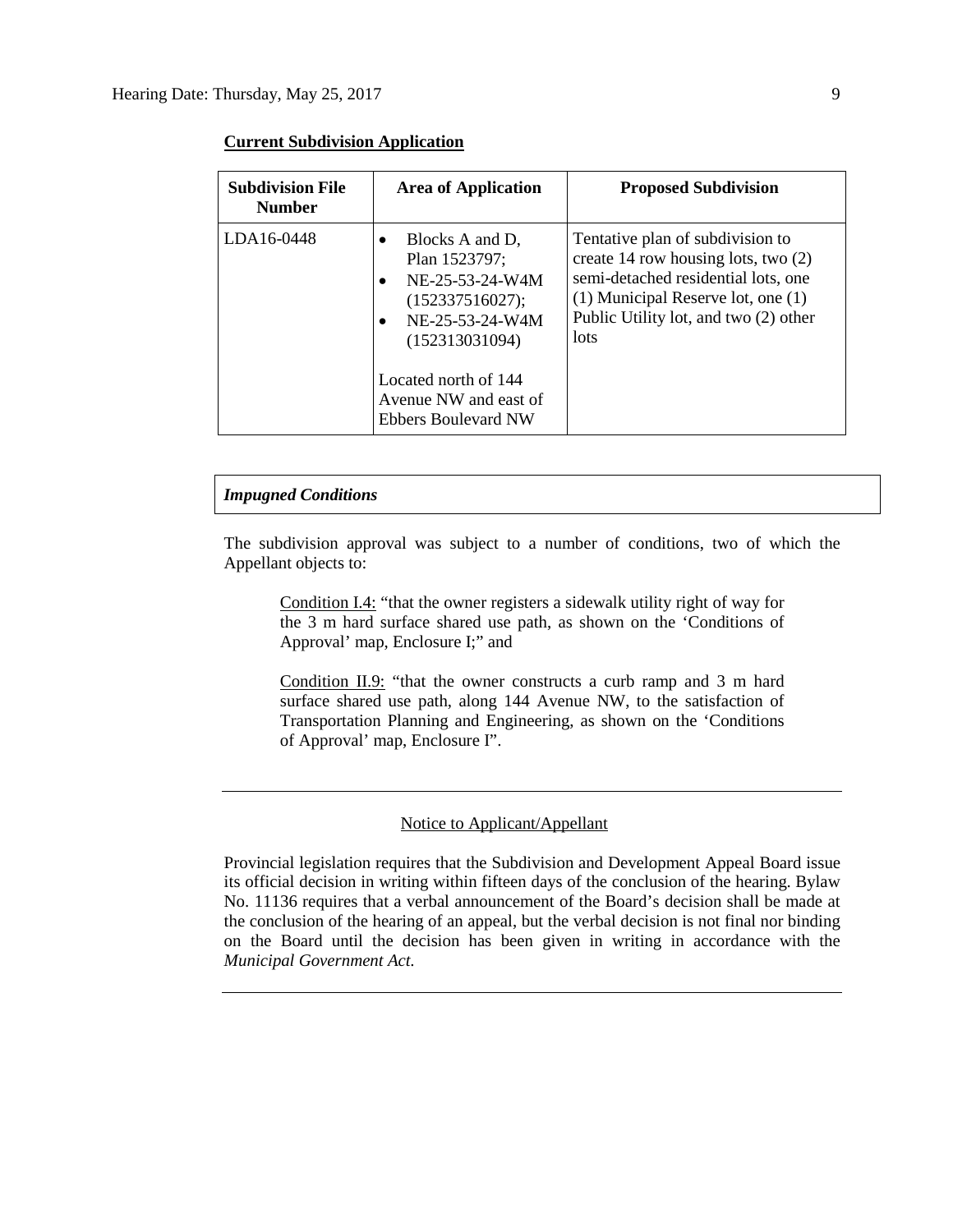**Current Subdivision Application**

| Subdivision File Number | Area of Application | Proposed Subdivision |
|---|---|---|
| LDA16-0448 | • Blocks A and D, Plan 1523797;<br>• NE-25-53-24-W4M (152337516027);<br>• NE-25-53-24-W4M (152313031094)<br><br>Located north of 144 Avenue NW and east of Ebbers Boulevard NW | Tentative plan of subdivision to create 14 row housing lots, two (2) semi-detached residential lots, one (1) Municipal Reserve lot, one (1) Public Utility lot, and two (2) other lots |

***Impugned Conditions***

The subdivision approval was subject to a number of conditions, two of which the Appellant objects to:

> Condition I.4: "that the owner registers a sidewalk utility right of way for the 3 m hard surface shared use path, as shown on the 'Conditions of Approval' map, Enclosure I;" and
>
> Condition II.9: "that the owner constructs a curb ramp and 3 m hard surface shared use path, along 144 Avenue NW, to the satisfaction of Transportation Planning and Engineering, as shown on the 'Conditions of Approval' map, Enclosure I".

---

Notice to Applicant/Appellant

Provincial legislation requires that the Subdivision and Development Appeal Board issue its official decision in writing within fifteen days of the conclusion of the hearing. Bylaw No. 11136 requires that a verbal announcement of the Board's decision shall be made at the conclusion of the hearing of an appeal, but the verbal decision is not final nor binding on the Board until the decision has been given in writing in accordance with the *Municipal Government Act.*

---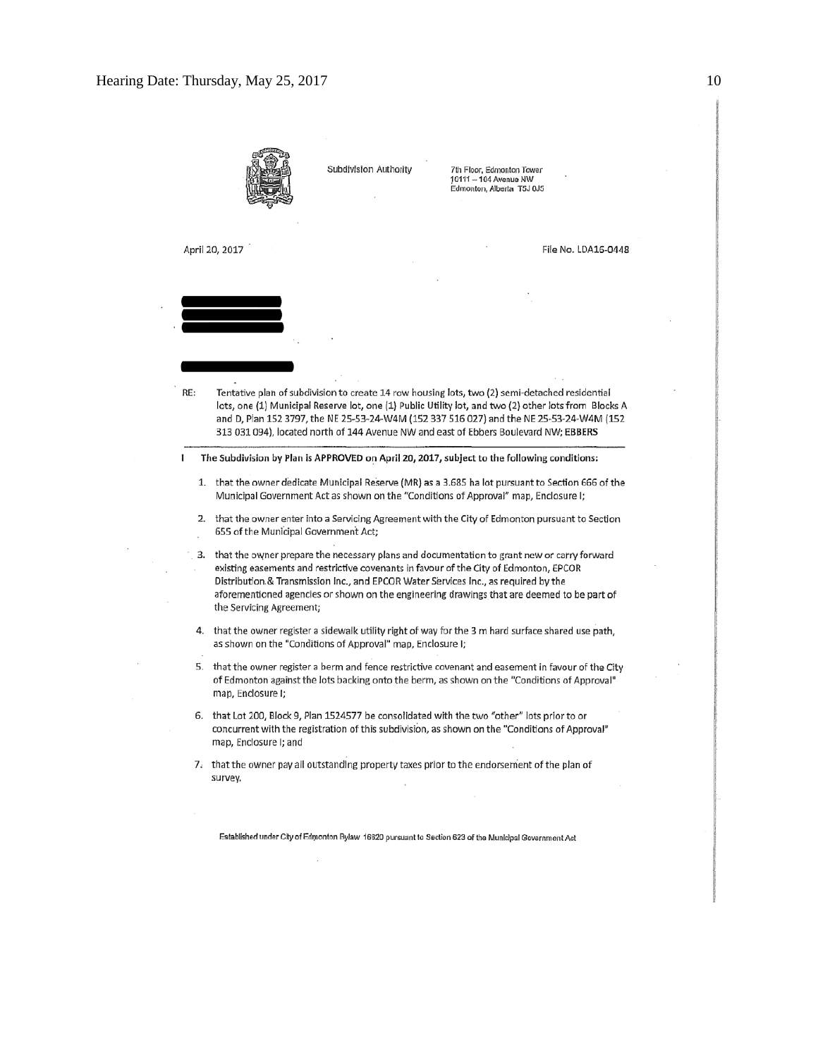Subdivision Authority

7th Floor, Edmonton Tower
10111 – 104 Avenue NW
Edmonton, Alberta T5J 0J5

April 20, 2017

File No. LDA16-0448

RE: Tentative plan of subdivision to create 14 row housing lots, two (2) semi-detached residential lots, one (1) Municipal Reserve lot, one (1) Public Utility lot, and two (2) other lots from Blocks A and D, Plan 152 3797, the NE 25-53-24-W4M (152 337 516 027) and the NE 25-53-24-W4M (152 313 031 094), located north of 144 Avenue NW and east of Ebbers Boulevard NW; **EBBERS**

**I The Subdivision by Plan is APPROVED on April 20, 2017, subject to the following conditions:**

1. that the owner dedicate Municipal Reserve (MR) as a 3.685 ha lot pursuant to Section 666 of the Municipal Government Act as shown on the "Conditions of Approval" map, Enclosure I;
2. that the owner enter into a Servicing Agreement with the City of Edmonton pursuant to Section 655 of the Municipal Government Act;
3. that the owner prepare the necessary plans and documentation to grant new or carry forward existing easements and restrictive covenants in favour of the City of Edmonton, EPCOR Distribution & Transmission Inc., and EPCOR Water Services Inc., as required by the aforementioned agencies or shown on the engineering drawings that are deemed to be part of the Servicing Agreement;
4. that the owner register a sidewalk utility right of way for the 3 m hard surface shared use path, as shown on the "Conditions of Approval" map, Enclosure I;
5. that the owner register a berm and fence restrictive covenant and easement in favour of the City of Edmonton against the lots backing onto the berm, as shown on the "Conditions of Approval" map, Enclosure I;
6. that Lot 200, Block 9, Plan 1524577 be consolidated with the two "other" lots prior to or concurrent with the registration of this subdivision, as shown on the "Conditions of Approval" map, Enclosure I; and
7. that the owner pay all outstanding property taxes prior to the endorsement of the plan of survey.

Established under City of Edmonton Bylaw 16620 pursuant to Section 623 of the Municipal Government Act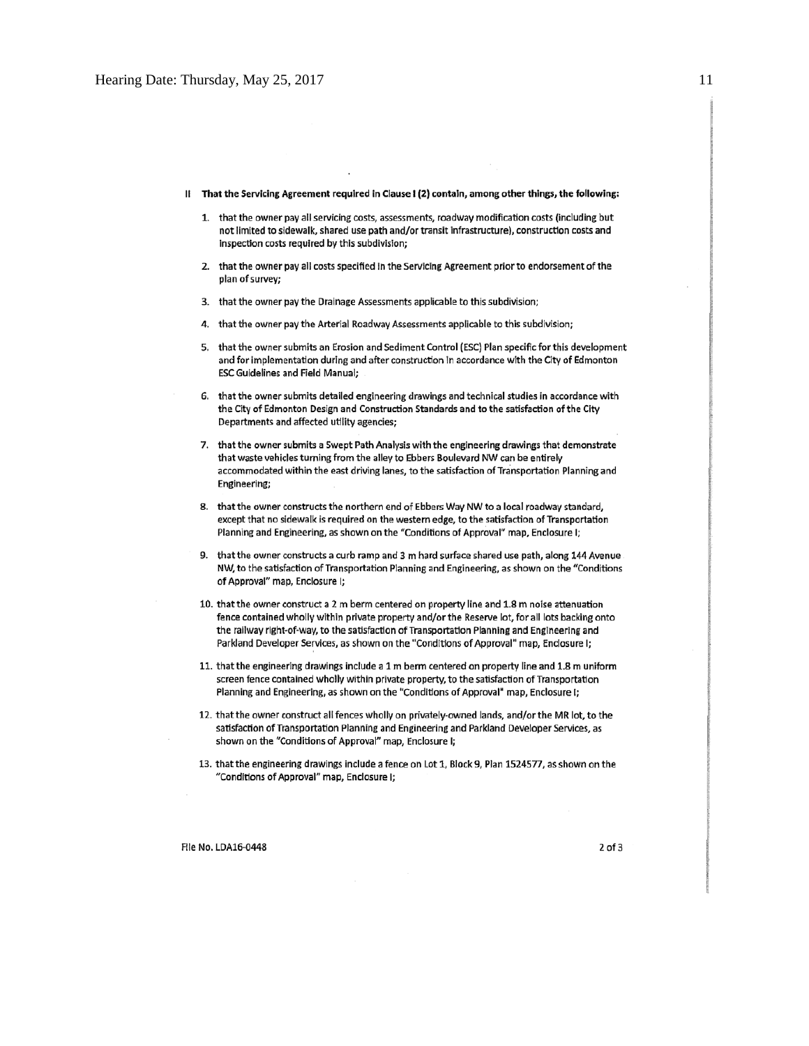**II That the Servicing Agreement required in Clause I (2) contain, among other things, the following:**

1. that the owner pay all servicing costs, assessments, roadway modification costs (including but not limited to sidewalk, shared use path and/or transit infrastructure), construction costs and inspection costs required by this subdivision;

2. that the owner pay all costs specified in the Servicing Agreement prior to endorsement of the plan of survey;

3. that the owner pay the Drainage Assessments applicable to this subdivision;

4. that the owner pay the Arterial Roadway Assessments applicable to this subdivision;

5. that the owner submits an Erosion and Sediment Control (ESC) Plan specific for this development and for implementation during and after construction in accordance with the City of Edmonton ESC Guidelines and Field Manual;

6. that the owner submits detailed engineering drawings and technical studies in accordance with the City of Edmonton Design and Construction Standards and to the satisfaction of the City Departments and affected utility agencies;

7. that the owner submits a Swept Path Analysis with the engineering drawings that demonstrate that waste vehicles turning from the alley to Ebbers Boulevard NW can be entirely accommodated within the east driving lanes, to the satisfaction of Transportation Planning and Engineering;

8. that the owner constructs the northern end of Ebbers Way NW to a local roadway standard, except that no sidewalk is required on the western edge, to the satisfaction of Transportation Planning and Engineering, as shown on the "Conditions of Approval" map, Enclosure I;

9. that the owner constructs a curb ramp and 3 m hard surface shared use path, along 144 Avenue NW, to the satisfaction of Transportation Planning and Engineering, as shown on the "Conditions of Approval" map, Enclosure I;

10. that the owner construct a 2 m berm centered on property line and 1.8 m noise attenuation fence contained wholly within private property and/or the Reserve lot, for all lots backing onto the railway right-of-way, to the satisfaction of Transportation Planning and Engineering and Parkland Developer Services, as shown on the "Conditions of Approval" map, Enclosure I;

11. that the engineering drawings include a 1 m berm centered on property line and 1.8 m uniform screen fence contained wholly within private property, to the satisfaction of Transportation Planning and Engineering, as shown on the "Conditions of Approval" map, Enclosure I;

12. that the owner construct all fences wholly on privately-owned lands, and/or the MR lot, to the satisfaction of Transportation Planning and Engineering and Parkland Developer Services, as shown on the "Conditions of Approval" map, Enclosure I;

13. that the engineering drawings include a fence on Lot 1, Block 9, Plan 1524577, as shown on the "Conditions of Approval" map, Enclosure I;

File No. LDA16-0448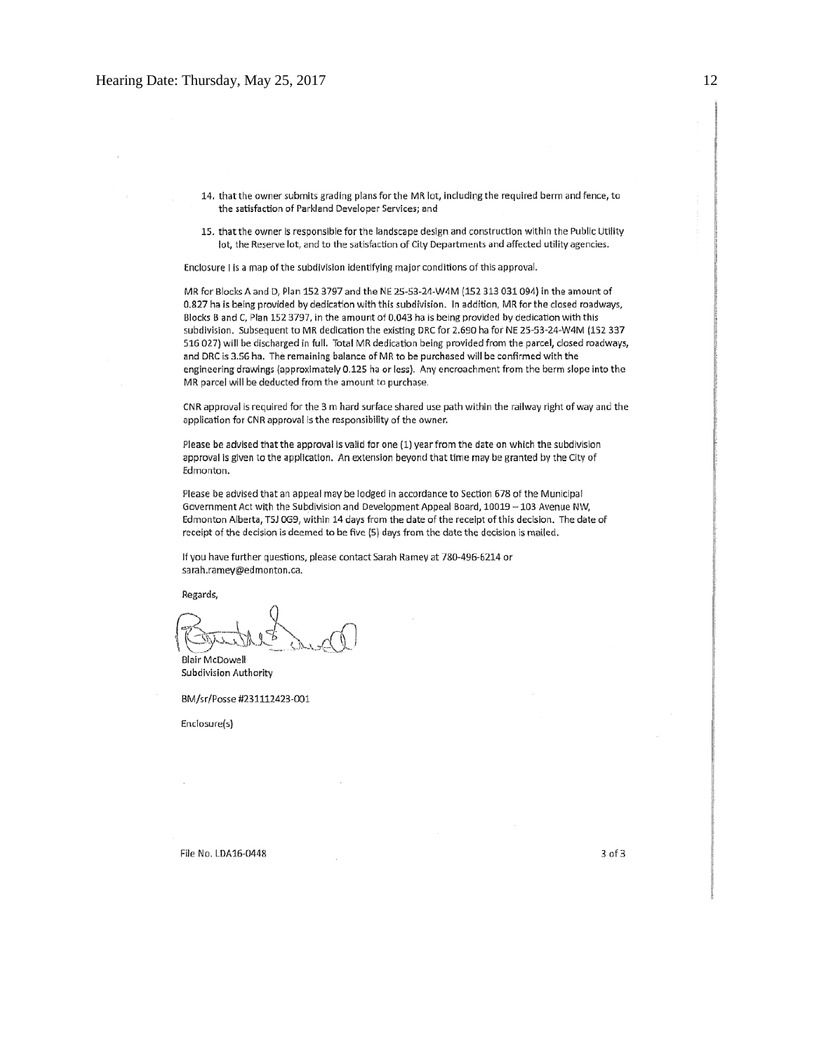14. that the owner submits grading plans for the MR lot, including the required berm and fence, to the satisfaction of Parkland Developer Services; and

15. that the owner is responsible for the landscape design and construction within the Public Utility lot, the Reserve lot, and to the satisfaction of City Departments and affected utility agencies.

Enclosure I is a map of the subdivision identifying major conditions of this approval.

MR for Blocks A and D, Plan 152 3797 and the NE 25-53-24-W4M (152 313 031 094) in the amount of 0.827 ha is being provided by dedication with this subdivision. In addition, MR for the closed roadways, Blocks B and C, Plan 152 3797, in the amount of 0.043 ha is being provided by dedication with this subdivision. Subsequent to MR dedication the existing DRC for 2.690 ha for NE 25-53-24-W4M (152 337 516 027) will be discharged in full. Total MR dedication being provided from the parcel, closed roadways, and DRC is 3.56 ha. The remaining balance of MR to be purchased will be confirmed with the engineering drawings (approximately 0.125 ha or less). Any encroachment from the berm slope into the MR parcel will be deducted from the amount to purchase.

CNR approval is required for the 3 m hard surface shared use path within the railway right of way and the application for CNR approval is the responsibility of the owner.

Please be advised that the approval is valid for one (1) year from the date on which the subdivision approval is given to the application. An extension beyond that time may be granted by the City of Edmonton.

Please be advised that an appeal may be lodged in accordance to Section 678 of the Municipal Government Act with the Subdivision and Development Appeal Board, 10019 – 103 Avenue NW, Edmonton Alberta, T5J 0G9, within 14 days from the date of the receipt of this decision. The date of receipt of the decision is deemed to be five (5) days from the date the decision is mailed.

If you have further questions, please contact Sarah Ramey at 780-496-6214 or sarah.ramey@edmonton.ca.

Regards,

Blair McDowell
Subdivision Authority

BM/sr/Posse #231112423-001

Enclosure(s)

File No. LDA16-0448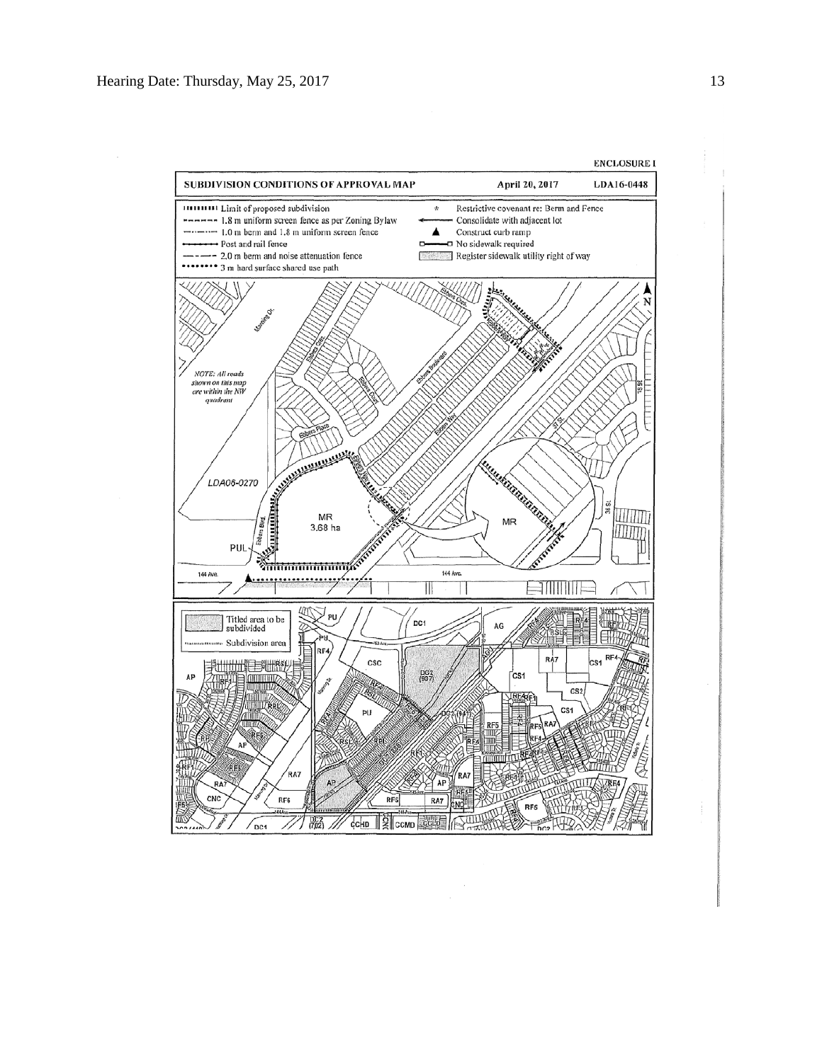ENCLOSURE I

**SUBDIVISION CONDITIONS OF APPROVAL MAP** — April 20, 2017 — LDA16-0448

- Limit of proposed subdivision
- 1.8 m uniform screen fence as per Zoning Bylaw
- 1.0 m berm and 1.8 m uniform screen fence
- Post and rail fence
- 2.0 m berm and noise attenuation fence
- 3 m hard surface shared use path
- Restrictive covenant re: Berm and Fence
- Consolidate with adjacent lot
- Construct curb ramp
- No sidewalk required
- Register sidewalk utility right of way

*NOTE: All roads shown on this map are within the NW quadrant*

LDA06-0270

MR 3.68 ha

MR

PUL

144 Ave.

- Titled area to be subdivided
- Subdivision area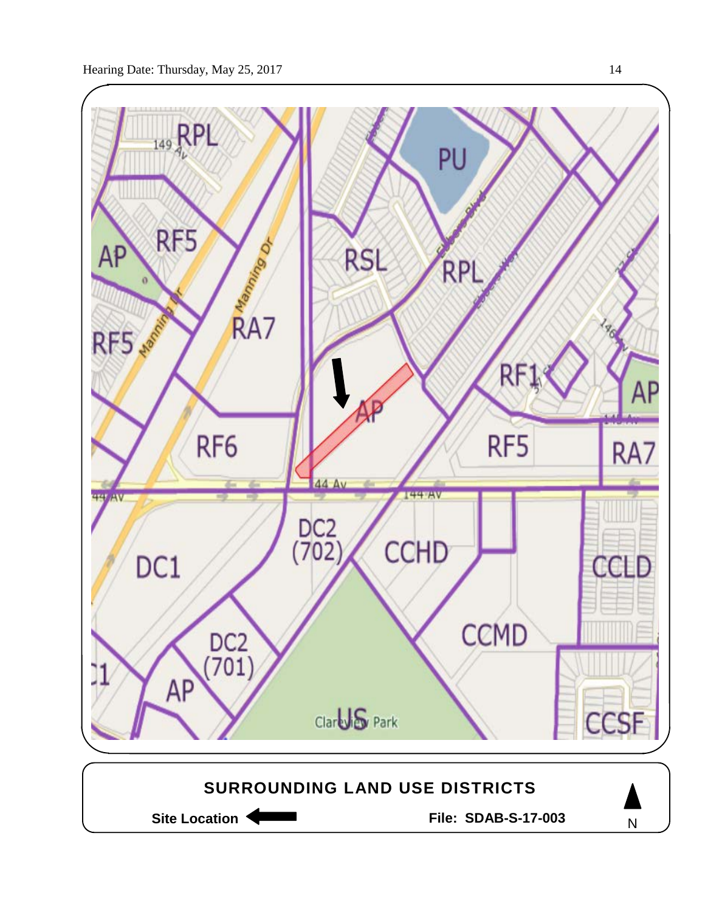RPL

149 Av

RF5

AP

RF5

Manning Dr

Manning Dr

RA7

RF6

RSL

PU

Ebbers Blvd

RPL

Ebbers Way

RF1

146 Av

71 St

AP

RA7

RF5

AP

44 Av

144 AV

DC2 (702)

CCHD

CCLD

DC1

DC2 (701)

AP

CCMD

US

Clareview Park

CCSF

**SURROUNDING LAND USE DISTRICTS**

**Site Location** ←

**File: SDAB-S-17-003**

N